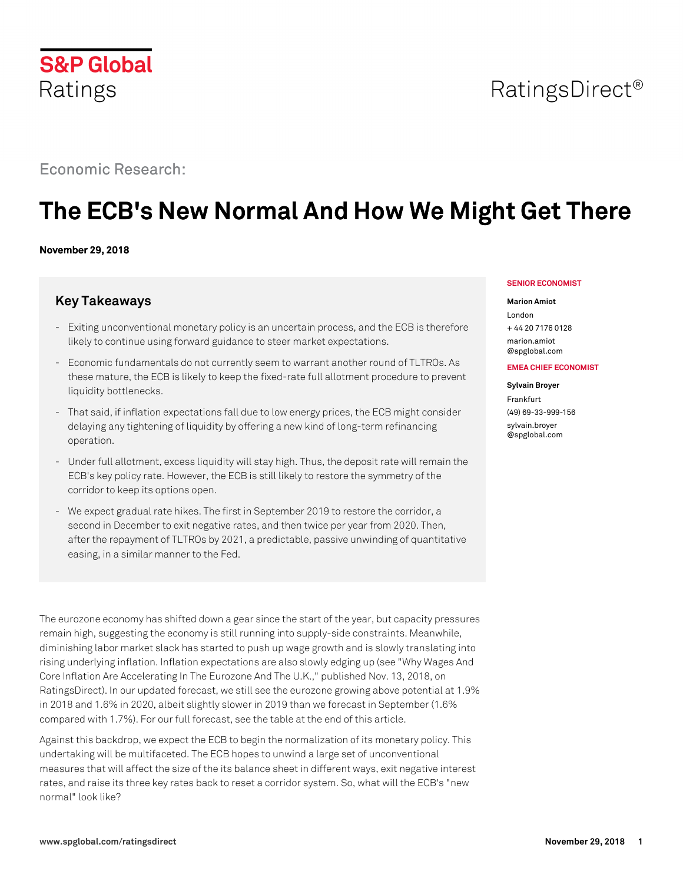S&P Global Ratings

RatingsDirect®

Economic Research:

# The ECB's New Normal And How We Might Get There

**November 29, 2018**

## Key Takeaways

- Exiting unconventional monetary policy is an uncertain process, and the ECB is therefore likely to continue using forward guidance to steer market expectations.
- Economic fundamentals do not currently seem to warrant another round of TLTROs. As these mature, the ECB is likely to keep the fixed-rate full allotment procedure to prevent liquidity bottlenecks.
- That said, if inflation expectations fall due to low energy prices, the ECB might consider delaying any tightening of liquidity by offering a new kind of long-term refinancing operation.
- Under full allotment, excess liquidity will stay high. Thus, the deposit rate will remain the ECB's key policy rate. However, the ECB is still likely to restore the symmetry of the corridor to keep its options open.
- We expect gradual rate hikes. The first in September 2019 to restore the corridor, a second in December to exit negative rates, and then twice per year from 2020. Then, after the repayment of TLTROs by 2021, a predictable, passive unwinding of quantitative easing, in a similar manner to the Fed.

**SENIOR ECONOMIST**

**Marion Amiot**
London
+ 44 20 7176 0128
marion.amiot@spglobal.com

**EMEA CHIEF ECONOMIST**

**Sylvain Broyer**
Frankfurt
(49) 69-33-999-156
sylvain.broyer@spglobal.com

The eurozone economy has shifted down a gear since the start of the year, but capacity pressures remain high, suggesting the economy is still running into supply-side constraints. Meanwhile, diminishing labor market slack has started to push up wage growth and is slowly translating into rising underlying inflation. Inflation expectations are also slowly edging up (see "Why Wages And Core Inflation Are Accelerating In The Eurozone And The U.K.," published Nov. 13, 2018, on RatingsDirect). In our updated forecast, we still see the eurozone growing above potential at 1.9% in 2018 and 1.6% in 2020, albeit slightly slower in 2019 than we forecast in September (1.6% compared with 1.7%). For our full forecast, see the table at the end of this article.

Against this backdrop, we expect the ECB to begin the normalization of its monetary policy. This undertaking will be multifaceted. The ECB hopes to unwind a large set of unconventional measures that will affect the size of the its balance sheet in different ways, exit negative interest rates, and raise its three key rates back to reset a corridor system. So, what will the ECB's "new normal" look like?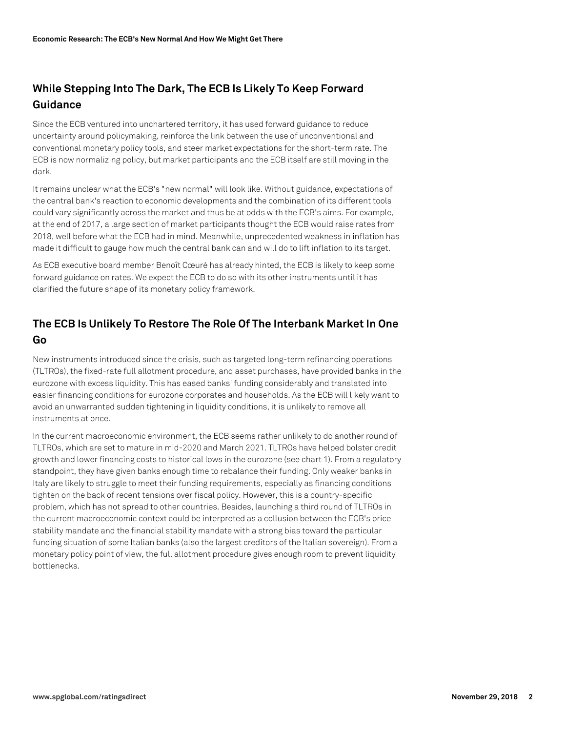## While Stepping Into The Dark, The ECB Is Likely To Keep Forward Guidance

Since the ECB ventured into unchartered territory, it has used forward guidance to reduce uncertainty around policymaking, reinforce the link between the use of unconventional and conventional monetary policy tools, and steer market expectations for the short-term rate. The ECB is now normalizing policy, but market participants and the ECB itself are still moving in the dark.

It remains unclear what the ECB's "new normal" will look like. Without guidance, expectations of the central bank's reaction to economic developments and the combination of its different tools could vary significantly across the market and thus be at odds with the ECB's aims. For example, at the end of 2017, a large section of market participants thought the ECB would raise rates from 2018, well before what the ECB had in mind. Meanwhile, unprecedented weakness in inflation has made it difficult to gauge how much the central bank can and will do to lift inflation to its target.

As ECB executive board member Benoît Cœuré has already hinted, the ECB is likely to keep some forward guidance on rates. We expect the ECB to do so with its other instruments until it has clarified the future shape of its monetary policy framework.

## The ECB Is Unlikely To Restore The Role Of The Interbank Market In One Go

New instruments introduced since the crisis, such as targeted long-term refinancing operations (TLTROs), the fixed-rate full allotment procedure, and asset purchases, have provided banks in the eurozone with excess liquidity. This has eased banks' funding considerably and translated into easier financing conditions for eurozone corporates and households. As the ECB will likely want to avoid an unwarranted sudden tightening in liquidity conditions, it is unlikely to remove all instruments at once.

In the current macroeconomic environment, the ECB seems rather unlikely to do another round of TLTROs, which are set to mature in mid-2020 and March 2021. TLTROs have helped bolster credit growth and lower financing costs to historical lows in the eurozone (see chart 1). From a regulatory standpoint, they have given banks enough time to rebalance their funding. Only weaker banks in Italy are likely to struggle to meet their funding requirements, especially as financing conditions tighten on the back of recent tensions over fiscal policy. However, this is a country-specific problem, which has not spread to other countries. Besides, launching a third round of TLTROs in the current macroeconomic context could be interpreted as a collusion between the ECB's price stability mandate and the financial stability mandate with a strong bias toward the particular funding situation of some Italian banks (also the largest creditors of the Italian sovereign). From a monetary policy point of view, the full allotment procedure gives enough room to prevent liquidity bottlenecks.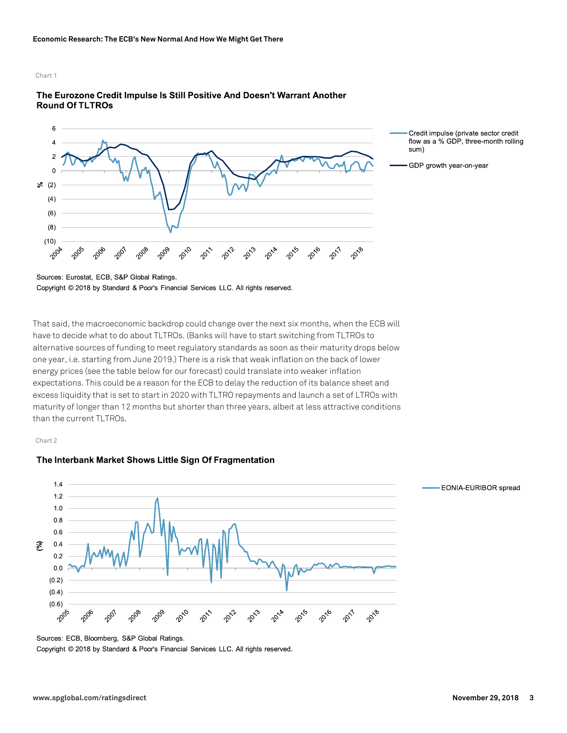Chart 1

**The Eurozone Credit Impulse Is Still Positive And Doesn't Warrant Another Round Of TLTROs**

Sources: Eurostat, ECB, S&P Global Ratings.

Copyright © 2018 by Standard & Poor's Financial Services LLC. All rights reserved.

That said, the macroeconomic backdrop could change over the next six months, when the ECB will have to decide what to do about TLTROs. (Banks will have to start switching from TLTROs to alternative sources of funding to meet regulatory standards as soon as their maturity drops below one year, i.e. starting from June 2019.) There is a risk that weak inflation on the back of lower energy prices (see the table below for our forecast) could translate into weaker inflation expectations. This could be a reason for the ECB to delay the reduction of its balance sheet and excess liquidity that is set to start in 2020 with TLTRO repayments and launch a set of LTROs with maturity of longer than 12 months but shorter than three years, albeit at less attractive conditions than the current TLTROs.

Chart 2

**The Interbank Market Shows Little Sign Of Fragmentation**

Sources: ECB, Bloomberg, S&P Global Ratings.

Copyright © 2018 by Standard & Poor's Financial Services LLC. All rights reserved.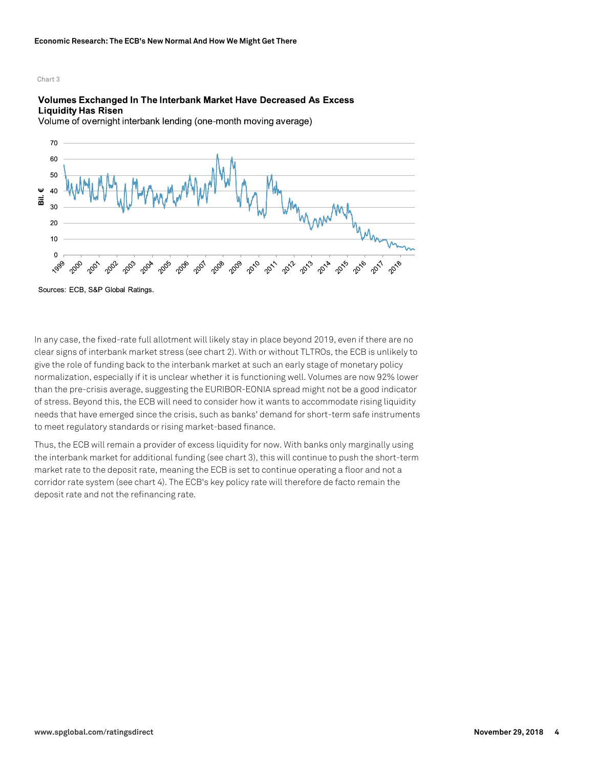Chart 3

**Volumes Exchanged In The Interbank Market Have Decreased As Excess Liquidity Has Risen**

Volume of overnight interbank lending (one-month moving average)

Sources: ECB, S&P Global Ratings.

In any case, the fixed-rate full allotment will likely stay in place beyond 2019, even if there are no clear signs of interbank market stress (see chart 2). With or without TLTROs, the ECB is unlikely to give the role of funding back to the interbank market at such an early stage of monetary policy normalization, especially if it is unclear whether it is functioning well. Volumes are now 92% lower than the pre-crisis average, suggesting the EURIBOR-EONIA spread might not be a good indicator of stress. Beyond this, the ECB will need to consider how it wants to accommodate rising liquidity needs that have emerged since the crisis, such as banks' demand for short-term safe instruments to meet regulatory standards or rising market-based finance.

Thus, the ECB will remain a provider of excess liquidity for now. With banks only marginally using the interbank market for additional funding (see chart 3), this will continue to push the short-term market rate to the deposit rate, meaning the ECB is set to continue operating a floor and not a corridor rate system (see chart 4). The ECB's key policy rate will therefore de facto remain the deposit rate and not the refinancing rate.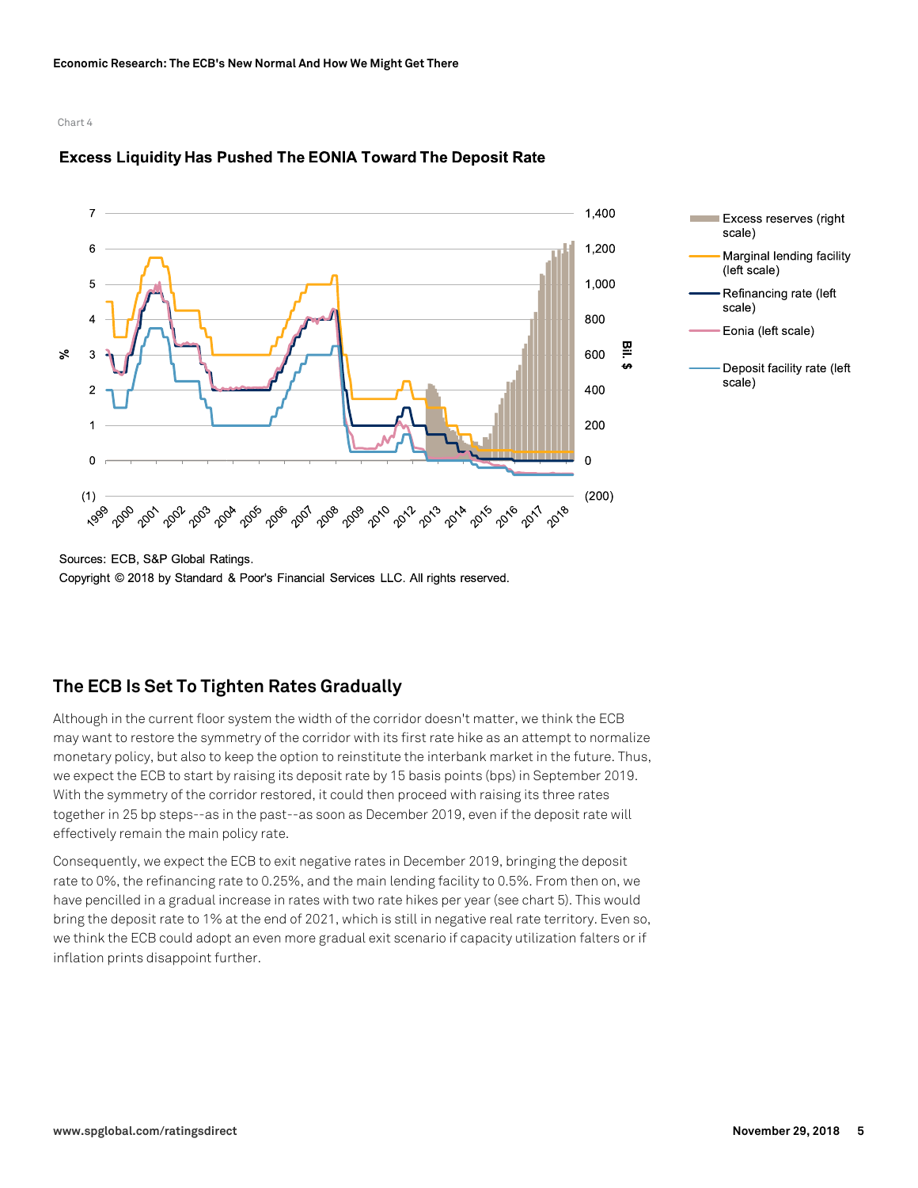Chart 4

**Excess Liquidity Has Pushed The EONIA Toward The Deposit Rate**

Sources: ECB, S&P Global Ratings.

Copyright © 2018 by Standard & Poor's Financial Services LLC. All rights reserved.

## The ECB Is Set To Tighten Rates Gradually

Although in the current floor system the width of the corridor doesn't matter, we think the ECB may want to restore the symmetry of the corridor with its first rate hike as an attempt to normalize monetary policy, but also to keep the option to reinstitute the interbank market in the future. Thus, we expect the ECB to start by raising its deposit rate by 15 basis points (bps) in September 2019. With the symmetry of the corridor restored, it could then proceed with raising its three rates together in 25 bp steps--as in the past--as soon as December 2019, even if the deposit rate will effectively remain the main policy rate.

Consequently, we expect the ECB to exit negative rates in December 2019, bringing the deposit rate to 0%, the refinancing rate to 0.25%, and the main lending facility to 0.5%. From then on, we have pencilled in a gradual increase in rates with two rate hikes per year (see chart 5). This would bring the deposit rate to 1% at the end of 2021, which is still in negative real rate territory. Even so, we think the ECB could adopt an even more gradual exit scenario if capacity utilization falters or if inflation prints disappoint further.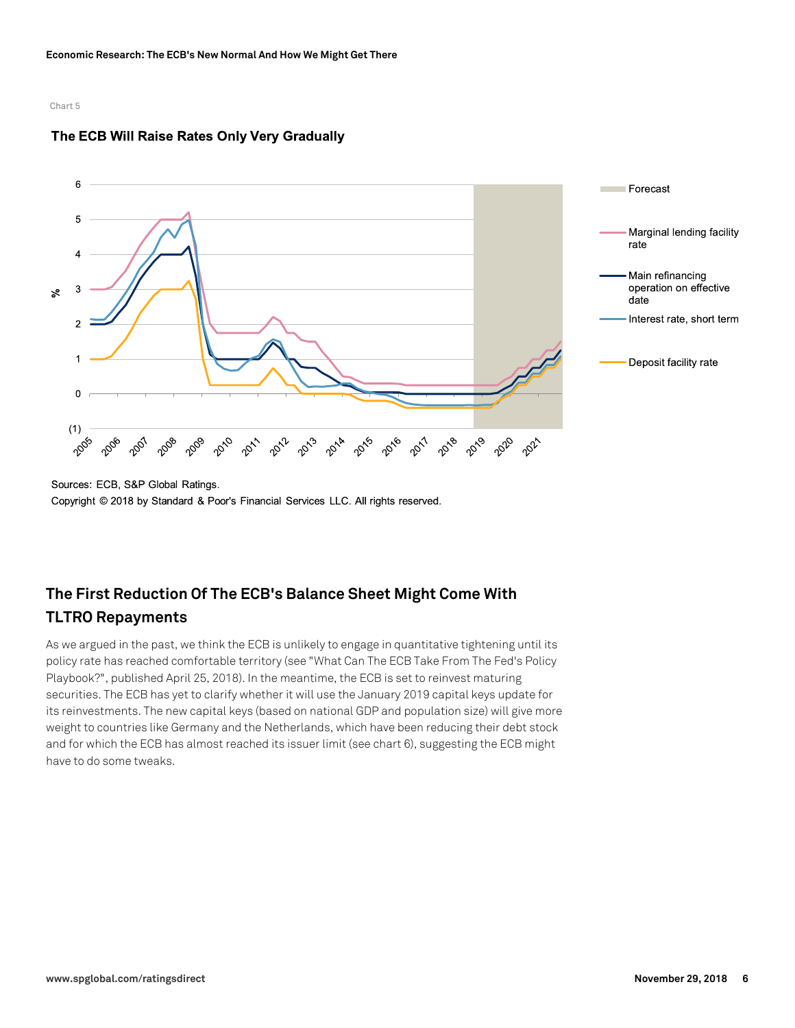Chart 5

**The ECB Will Raise Rates Only Very Gradually**

Sources: ECB, S&P Global Ratings.

Copyright © 2018 by Standard & Poor's Financial Services LLC. All rights reserved.

## The First Reduction Of The ECB's Balance Sheet Might Come With TLTRO Repayments

As we argued in the past, we think the ECB is unlikely to engage in quantitative tightening until its policy rate has reached comfortable territory (see "What Can The ECB Take From The Fed's Policy Playbook?", published April 25, 2018). In the meantime, the ECB is set to reinvest maturing securities. The ECB has yet to clarify whether it will use the January 2019 capital keys update for its reinvestments. The new capital keys (based on national GDP and population size) will give more weight to countries like Germany and the Netherlands, which have been reducing their debt stock and for which the ECB has almost reached its issuer limit (see chart 6), suggesting the ECB might have to do some tweaks.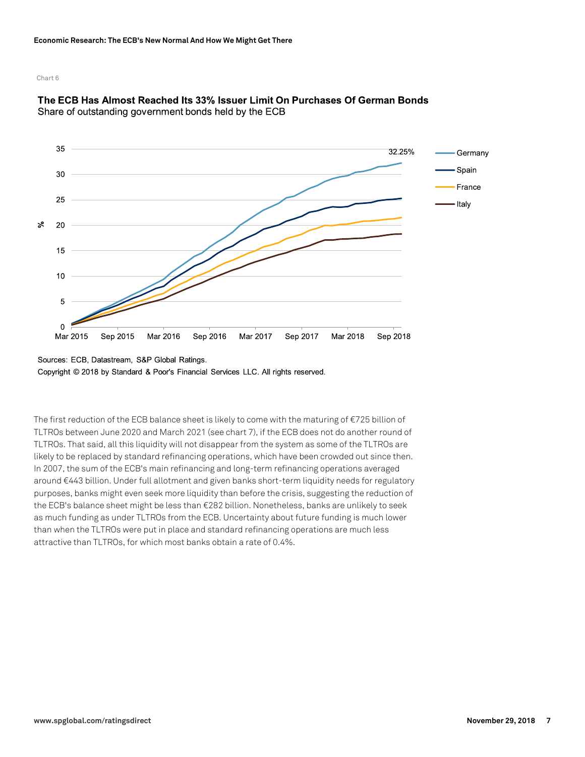Chart 6

**The ECB Has Almost Reached Its 33% Issuer Limit On Purchases Of German Bonds**
Share of outstanding government bonds held by the ECB

Sources: ECB, Datastream, S&P Global Ratings.
Copyright © 2018 by Standard & Poor's Financial Services LLC. All rights reserved.

The first reduction of the ECB balance sheet is likely to come with the maturing of €725 billion of TLTROs between June 2020 and March 2021 (see chart 7), if the ECB does not do another round of TLTROs. That said, all this liquidity will not disappear from the system as some of the TLTROs are likely to be replaced by standard refinancing operations, which have been crowded out since then. In 2007, the sum of the ECB's main refinancing and long-term refinancing operations averaged around €443 billion. Under full allotment and given banks short-term liquidity needs for regulatory purposes, banks might even seek more liquidity than before the crisis, suggesting the reduction of the ECB's balance sheet might be less than €282 billion. Nonetheless, banks are unlikely to seek as much funding as under TLTROs from the ECB. Uncertainty about future funding is much lower than when the TLTROs were put in place and standard refinancing operations are much less attractive than TLTROs, for which most banks obtain a rate of 0.4%.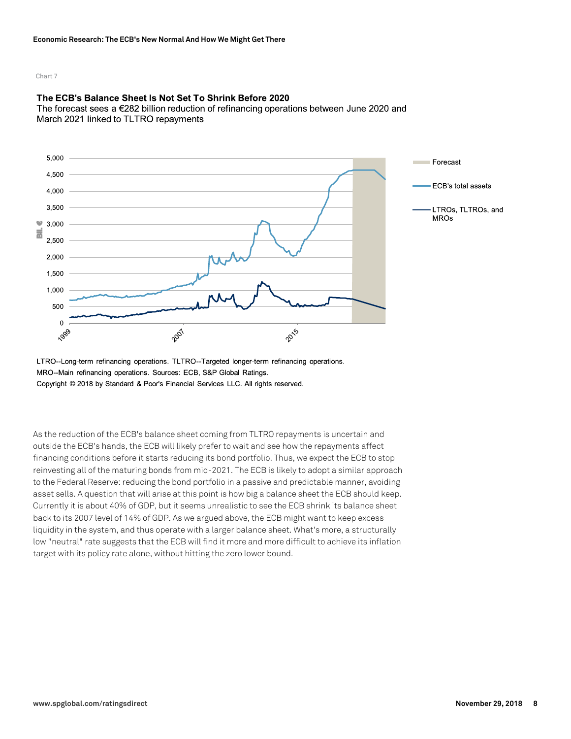Chart 7

**The ECB's Balance Sheet Is Not Set To Shrink Before 2020**

The forecast sees a €282 billion reduction of refinancing operations between June 2020 and March 2021 linked to TLTRO repayments

LTRO--Long-term refinancing operations. TLTRO--Targeted longer-term refinancing operations. MRO--Main refinancing operations. Sources: ECB, S&P Global Ratings.

Copyright © 2018 by Standard & Poor's Financial Services LLC. All rights reserved.

As the reduction of the ECB's balance sheet coming from TLTRO repayments is uncertain and outside the ECB's hands, the ECB will likely prefer to wait and see how the repayments affect financing conditions before it starts reducing its bond portfolio. Thus, we expect the ECB to stop reinvesting all of the maturing bonds from mid-2021. The ECB is likely to adopt a similar approach to the Federal Reserve: reducing the bond portfolio in a passive and predictable manner, avoiding asset sells. A question that will arise at this point is how big a balance sheet the ECB should keep. Currently it is about 40% of GDP, but it seems unrealistic to see the ECB shrink its balance sheet back to its 2007 level of 14% of GDP. As we argued above, the ECB might want to keep excess liquidity in the system, and thus operate with a larger balance sheet. What's more, a structurally low "neutral" rate suggests that the ECB will find it more and more difficult to achieve its inflation target with its policy rate alone, without hitting the zero lower bound.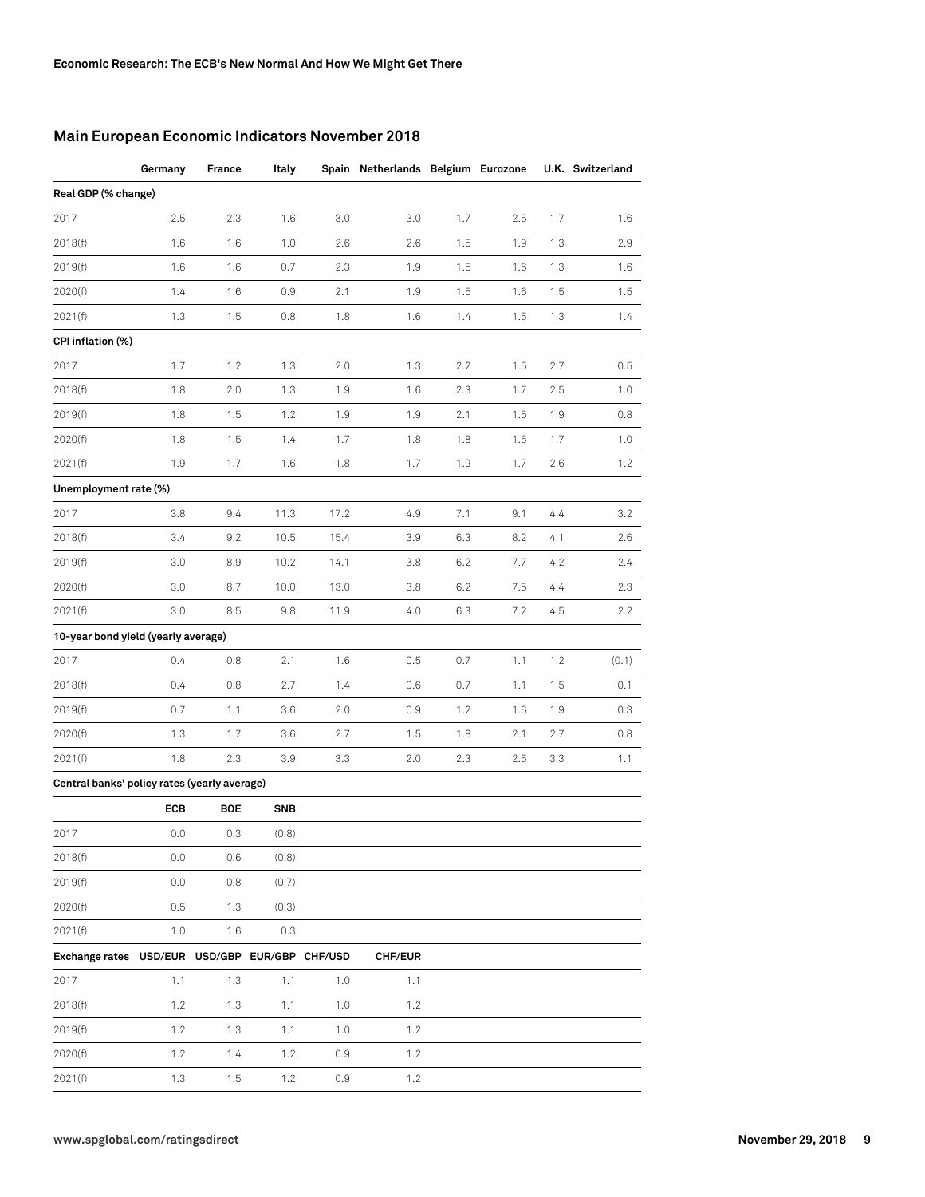## Main European Economic Indicators November 2018

| | Germany | France | Italy | Spain | Netherlands | Belgium | Eurozone | U.K. | Switzerland |
|---|---|---|---|---|---|---|---|---|---|
| **Real GDP (% change)** | | | | | | | | | |
| 2017 | 2.5 | 2.3 | 1.6 | 3.0 | 3.0 | 1.7 | 2.5 | 1.7 | 1.6 |
| 2018(f) | 1.6 | 1.6 | 1.0 | 2.6 | 2.6 | 1.5 | 1.9 | 1.3 | 2.9 |
| 2019(f) | 1.6 | 1.6 | 0.7 | 2.3 | 1.9 | 1.5 | 1.6 | 1.3 | 1.6 |
| 2020(f) | 1.4 | 1.6 | 0.9 | 2.1 | 1.9 | 1.5 | 1.6 | 1.5 | 1.5 |
| 2021(f) | 1.3 | 1.5 | 0.8 | 1.8 | 1.6 | 1.4 | 1.5 | 1.3 | 1.4 |
| **CPI inflation (%)** | | | | | | | | | |
| 2017 | 1.7 | 1.2 | 1.3 | 2.0 | 1.3 | 2.2 | 1.5 | 2.7 | 0.5 |
| 2018(f) | 1.8 | 2.0 | 1.3 | 1.9 | 1.6 | 2.3 | 1.7 | 2.5 | 1.0 |
| 2019(f) | 1.8 | 1.5 | 1.2 | 1.9 | 1.9 | 2.1 | 1.5 | 1.9 | 0.8 |
| 2020(f) | 1.8 | 1.5 | 1.4 | 1.7 | 1.8 | 1.8 | 1.5 | 1.7 | 1.0 |
| 2021(f) | 1.9 | 1.7 | 1.6 | 1.8 | 1.7 | 1.9 | 1.7 | 2.6 | 1.2 |
| **Unemployment rate (%)** | | | | | | | | | |
| 2017 | 3.8 | 9.4 | 11.3 | 17.2 | 4.9 | 7.1 | 9.1 | 4.4 | 3.2 |
| 2018(f) | 3.4 | 9.2 | 10.5 | 15.4 | 3.9 | 6.3 | 8.2 | 4.1 | 2.6 |
| 2019(f) | 3.0 | 8.9 | 10.2 | 14.1 | 3.8 | 6.2 | 7.7 | 4.2 | 2.4 |
| 2020(f) | 3.0 | 8.7 | 10.0 | 13.0 | 3.8 | 6.2 | 7.5 | 4.4 | 2.3 |
| 2021(f) | 3.0 | 8.5 | 9.8 | 11.9 | 4.0 | 6.3 | 7.2 | 4.5 | 2.2 |
| **10-year bond yield (yearly average)** | | | | | | | | | |
| 2017 | 0.4 | 0.8 | 2.1 | 1.6 | 0.5 | 0.7 | 1.1 | 1.2 | (0.1) |
| 2018(f) | 0.4 | 0.8 | 2.7 | 1.4 | 0.6 | 0.7 | 1.1 | 1.5 | 0.1 |
| 2019(f) | 0.7 | 1.1 | 3.6 | 2.0 | 0.9 | 1.2 | 1.6 | 1.9 | 0.3 |
| 2020(f) | 1.3 | 1.7 | 3.6 | 2.7 | 1.5 | 1.8 | 2.1 | 2.7 | 0.8 |
| 2021(f) | 1.8 | 2.3 | 3.9 | 3.3 | 2.0 | 2.3 | 2.5 | 3.3 | 1.1 |
| **Central banks' policy rates (yearly average)** | | | | | | | | | |
| | **ECB** | **BOE** | **SNB** | | | | | | |
| 2017 | 0.0 | 0.3 | (0.8) | | | | | | |
| 2018(f) | 0.0 | 0.6 | (0.8) | | | | | | |
| 2019(f) | 0.0 | 0.8 | (0.7) | | | | | | |
| 2020(f) | 0.5 | 1.3 | (0.3) | | | | | | |
| 2021(f) | 1.0 | 1.6 | 0.3 | | | | | | |
| **Exchange rates** | **USD/EUR** | **USD/GBP** | **EUR/GBP** | **CHF/USD** | **CHF/EUR** | | | | |
| 2017 | 1.1 | 1.3 | 1.1 | 1.0 | 1.1 | | | | |
| 2018(f) | 1.2 | 1.3 | 1.1 | 1.0 | 1.2 | | | | |
| 2019(f) | 1.2 | 1.3 | 1.1 | 1.0 | 1.2 | | | | |
| 2020(f) | 1.2 | 1.4 | 1.2 | 0.9 | 1.2 | | | | |
| 2021(f) | 1.3 | 1.5 | 1.2 | 0.9 | 1.2 | | | | |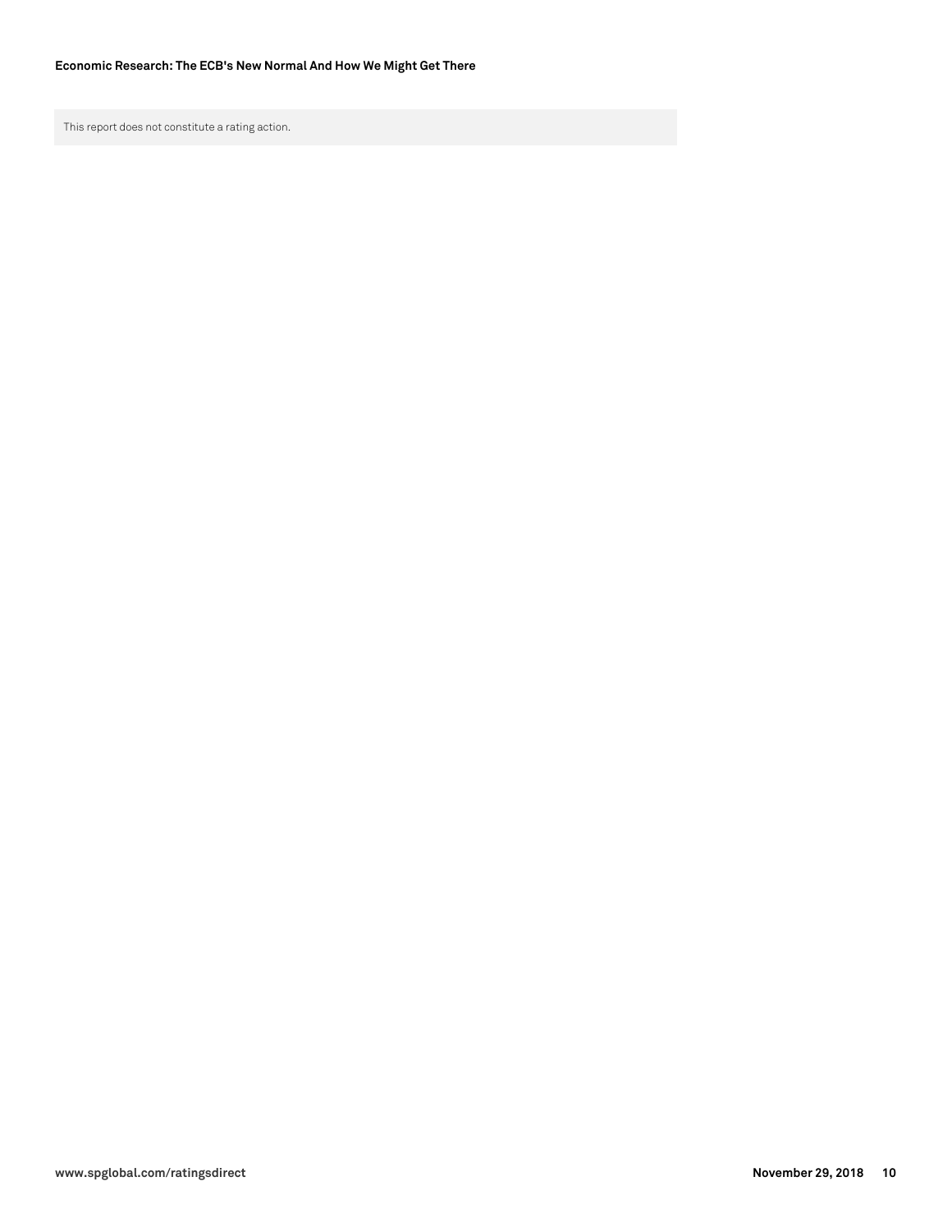This report does not constitute a rating action.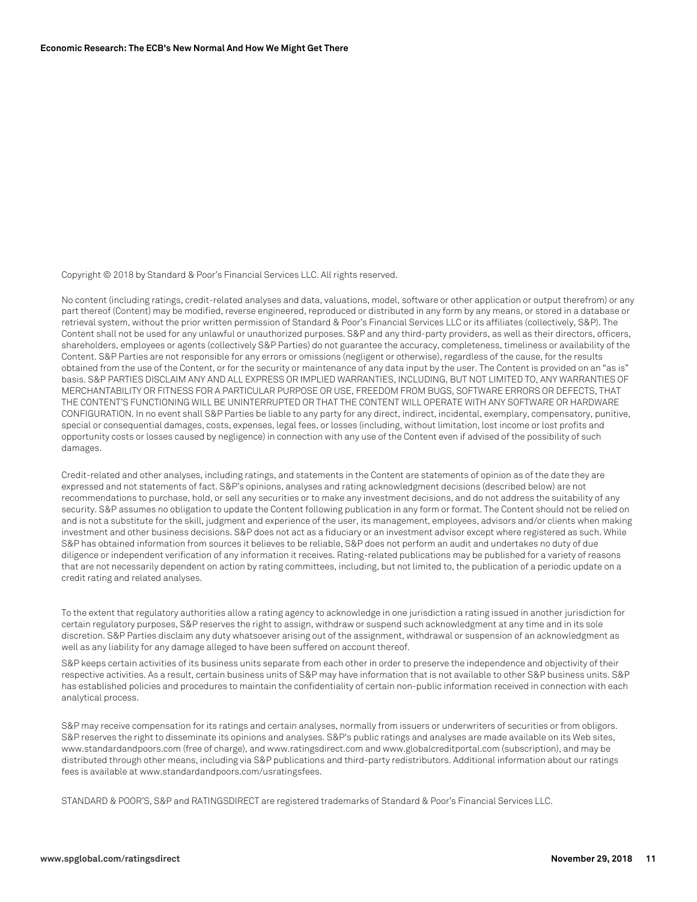Copyright © 2018 by Standard & Poor's Financial Services LLC. All rights reserved.

No content (including ratings, credit-related analyses and data, valuations, model, software or other application or output therefrom) or any part thereof (Content) may be modified, reverse engineered, reproduced or distributed in any form by any means, or stored in a database or retrieval system, without the prior written permission of Standard & Poor's Financial Services LLC or its affiliates (collectively, S&P). The Content shall not be used for any unlawful or unauthorized purposes. S&P and any third-party providers, as well as their directors, officers, shareholders, employees or agents (collectively S&P Parties) do not guarantee the accuracy, completeness, timeliness or availability of the Content. S&P Parties are not responsible for any errors or omissions (negligent or otherwise), regardless of the cause, for the results obtained from the use of the Content, or for the security or maintenance of any data input by the user. The Content is provided on an "as is" basis. S&P PARTIES DISCLAIM ANY AND ALL EXPRESS OR IMPLIED WARRANTIES, INCLUDING, BUT NOT LIMITED TO, ANY WARRANTIES OF MERCHANTABILITY OR FITNESS FOR A PARTICULAR PURPOSE OR USE, FREEDOM FROM BUGS, SOFTWARE ERRORS OR DEFECTS, THAT THE CONTENT'S FUNCTIONING WILL BE UNINTERRUPTED OR THAT THE CONTENT WILL OPERATE WITH ANY SOFTWARE OR HARDWARE CONFIGURATION. In no event shall S&P Parties be liable to any party for any direct, indirect, incidental, exemplary, compensatory, punitive, special or consequential damages, costs, expenses, legal fees, or losses (including, without limitation, lost income or lost profits and opportunity costs or losses caused by negligence) in connection with any use of the Content even if advised of the possibility of such damages.

Credit-related and other analyses, including ratings, and statements in the Content are statements of opinion as of the date they are expressed and not statements of fact. S&P's opinions, analyses and rating acknowledgment decisions (described below) are not recommendations to purchase, hold, or sell any securities or to make any investment decisions, and do not address the suitability of any security. S&P assumes no obligation to update the Content following publication in any form or format. The Content should not be relied on and is not a substitute for the skill, judgment and experience of the user, its management, employees, advisors and/or clients when making investment and other business decisions. S&P does not act as a fiduciary or an investment advisor except where registered as such. While S&P has obtained information from sources it believes to be reliable, S&P does not perform an audit and undertakes no duty of due diligence or independent verification of any information it receives. Rating-related publications may be published for a variety of reasons that are not necessarily dependent on action by rating committees, including, but not limited to, the publication of a periodic update on a credit rating and related analyses.

To the extent that regulatory authorities allow a rating agency to acknowledge in one jurisdiction a rating issued in another jurisdiction for certain regulatory purposes, S&P reserves the right to assign, withdraw or suspend such acknowledgment at any time and in its sole discretion. S&P Parties disclaim any duty whatsoever arising out of the assignment, withdrawal or suspension of an acknowledgment as well as any liability for any damage alleged to have been suffered on account thereof.

S&P keeps certain activities of its business units separate from each other in order to preserve the independence and objectivity of their respective activities. As a result, certain business units of S&P may have information that is not available to other S&P business units. S&P has established policies and procedures to maintain the confidentiality of certain non-public information received in connection with each analytical process.

S&P may receive compensation for its ratings and certain analyses, normally from issuers or underwriters of securities or from obligors. S&P reserves the right to disseminate its opinions and analyses. S&P's public ratings and analyses are made available on its Web sites, www.standardandpoors.com (free of charge), and www.ratingsdirect.com and www.globalcreditportal.com (subscription), and may be distributed through other means, including via S&P publications and third-party redistributors. Additional information about our ratings fees is available at www.standardandpoors.com/usratingsfees.

STANDARD & POOR'S, S&P and RATINGSDIRECT are registered trademarks of Standard & Poor's Financial Services LLC.